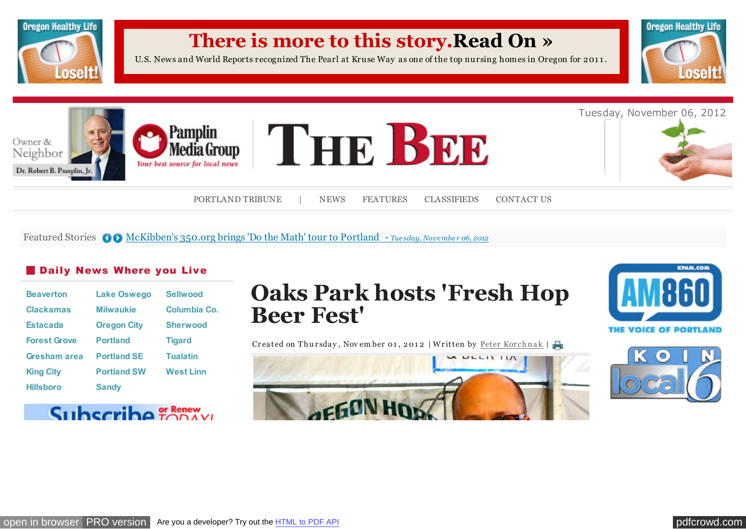**There is more to this story. Read On »**

U.S. News and World Reports recognized The Pearl at Kruse Way as one of the top nursing homes in Oregon for 2011.

Owner & Neighbor
Dr. Robert B. Pamplin, Jr.

Pamplin Media Group
*Your best source for local news*

# THE BEE

Tuesday, November 06, 2012

PORTLAND TRIBUNE | NEWS FEATURES CLASSIFIEDS CONTACT US

Featured Stories McKibben's 350.org brings 'Do the Math' tour to Portland - *Tuesday, November 06, 2012*

## Daily News Where you Live

| | | |
|---|---|---|
| Beaverton | Lake Oswego | Sellwood |
| Clackamas | Milwaukie | Columbia Co. |
| Estacada | Oregon City | Sherwood |
| Forest Grove | Portland | Tigard |
| Gresham area | Portland SE | Tualatin |
| King City | Portland SW | West Linn |
| Hillsboro | Sandy | |

Subscribe or Renew TODAY!

# Oaks Park hosts 'Fresh Hop Beer Fest'

Created on Thursday, November 01, 2012 | Written by Peter Korchnak |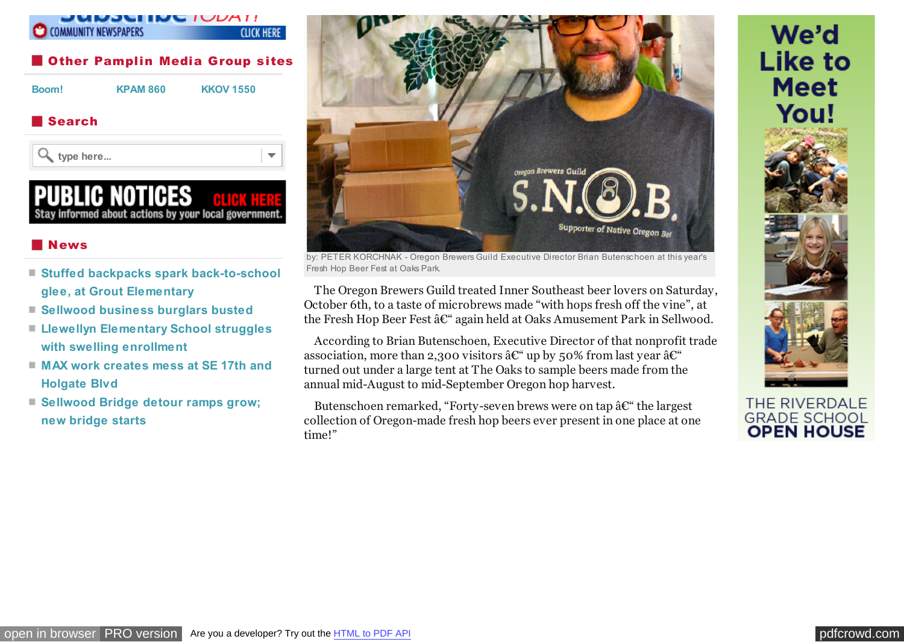## Other Pamplin Media Group sites

Boom! KPAM 860 KKOV 1550

## Search

## News

- Stuffed backpacks spark back-to-school glee, at Grout Elementary
- Sellwood business burglars busted
- Llewellyn Elementary School struggles with swelling enrollment
- MAX work creates mess at SE 17th and Holgate Blvd
- Sellwood Bridge detour ramps grow; new bridge starts

by: PETER KORCHNAK - Oregon Brewers Guild Executive Director Brian Butenschoen at this year's Fresh Hop Beer Fest at Oaks Park.

The Oregon Brewers Guild treated Inner Southeast beer lovers on Saturday, October 6th, to a taste of microbrews made "with hops fresh off the vine", at the Fresh Hop Beer Fest â€" again held at Oaks Amusement Park in Sellwood.

According to Brian Butenschoen, Executive Director of that nonprofit trade association, more than 2,300 visitors â€" up by 50% from last year â€" turned out under a large tent at The Oaks to sample beers made from the annual mid-August to mid-September Oregon hop harvest.

Butenschoen remarked, "Forty-seven brews were on tap â€" the largest collection of Oregon-made fresh hop beers ever present in one place at one time!"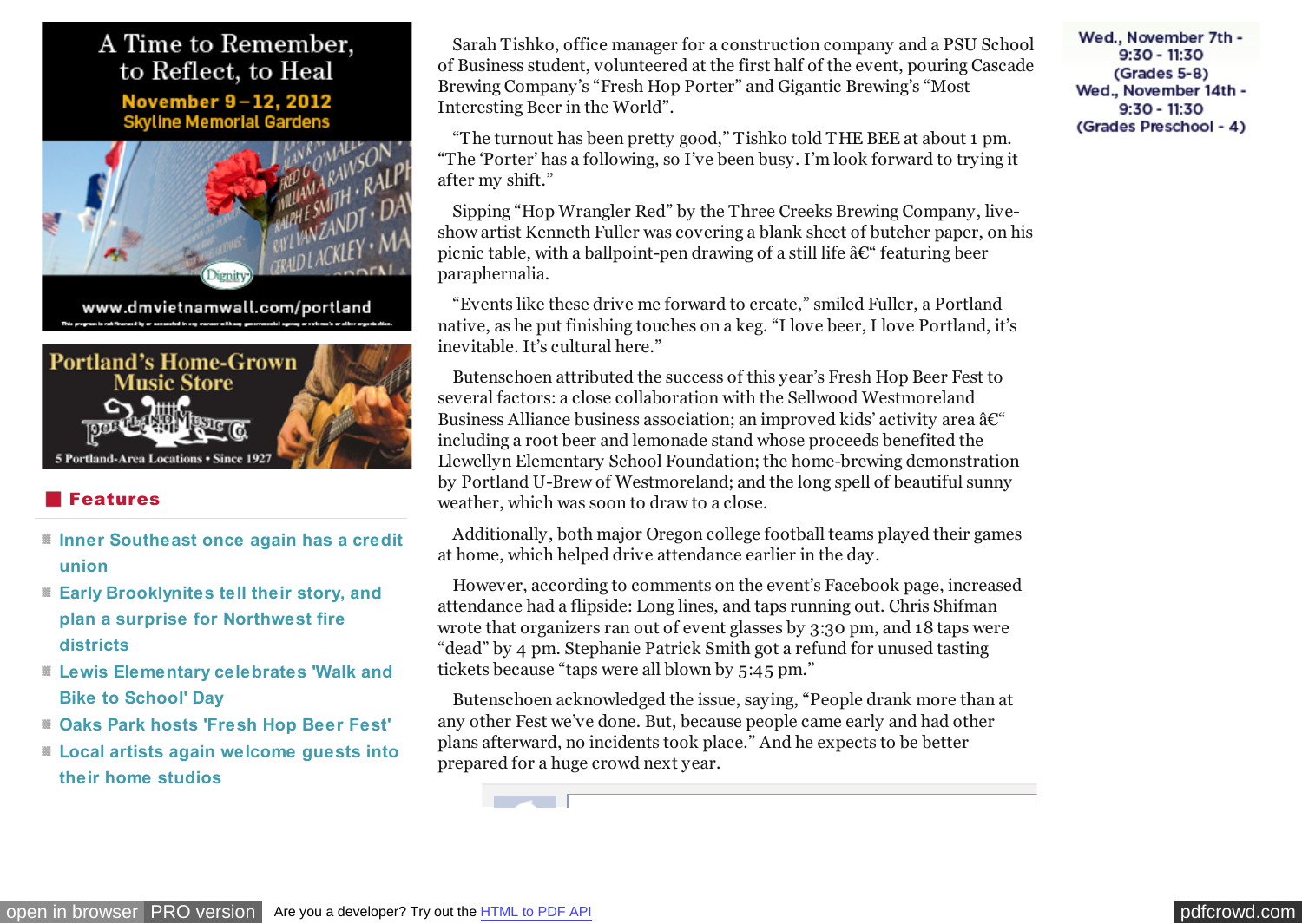A Time to Remember, to Reflect, to Heal

November 9–12, 2012

Skyline Memorial Gardens

www.dmvietnamwall.com/portland

Portland's Home-Grown Music Store

5 Portland-Area Locations • Since 1927

## Features

- Inner Southeast once again has a credit union
- Early Brooklynites tell their story, and plan a surprise for Northwest fire districts
- Lewis Elementary celebrates 'Walk and Bike to School' Day
- Oaks Park hosts 'Fresh Hop Beer Fest'
- Local artists again welcome guests into their home studios

Sarah Tishko, office manager for a construction company and a PSU School of Business student, volunteered at the first half of the event, pouring Cascade Brewing Company's "Fresh Hop Porter" and Gigantic Brewing's "Most Interesting Beer in the World".

"The turnout has been pretty good," Tishko told THE BEE at about 1 pm. "The 'Porter' has a following, so I've been busy. I'm look forward to trying it after my shift."

Sipping "Hop Wrangler Red" by the Three Creeks Brewing Company, live-show artist Kenneth Fuller was covering a blank sheet of butcher paper, on his picnic table, with a ballpoint-pen drawing of a still life â€" featuring beer paraphernalia.

"Events like these drive me forward to create," smiled Fuller, a Portland native, as he put finishing touches on a keg. "I love beer, I love Portland, it's inevitable. It's cultural here."

Butenschoen attributed the success of this year's Fresh Hop Beer Fest to several factors: a close collaboration with the Sellwood Westmoreland Business Alliance business association; an improved kids' activity area â€" including a root beer and lemonade stand whose proceeds benefited the Llewellyn Elementary School Foundation; the home-brewing demonstration by Portland U-Brew of Westmoreland; and the long spell of beautiful sunny weather, which was soon to draw to a close.

Additionally, both major Oregon college football teams played their games at home, which helped drive attendance earlier in the day.

However, according to comments on the event's Facebook page, increased attendance had a flipside: Long lines, and taps running out. Chris Shifman wrote that organizers ran out of event glasses by 3:30 pm, and 18 taps were "dead" by 4 pm. Stephanie Patrick Smith got a refund for unused tasting tickets because "taps were all blown by 5:45 pm."

Butenschoen acknowledged the issue, saying, "People drank more than at any other Fest we've done. But, because people came early and had other plans afterward, no incidents took place." And he expects to be better prepared for a huge crowd next year.

Wed., November 7th - 9:30 - 11:30 (Grades 5-8)
Wed., November 14th - 9:30 - 11:30 (Grades Preschool - 4)